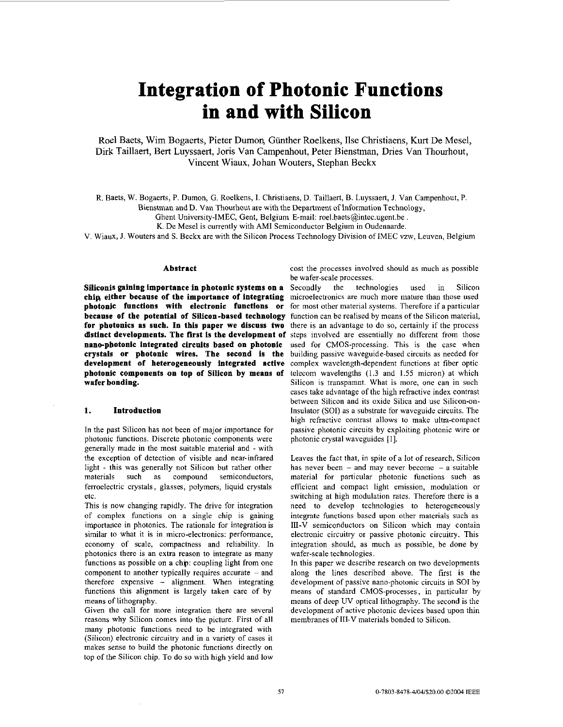# Integration of Photonic Functions in and with Silicon

Roel Baets, Wim Bogaerts, Pieter Dumon, Günther Roelkens, Ilse Christiaens, Kurt De Mesel, Dirk Taillaert, Bert Luyssaert, Joris Van Campenhout, Peter Bienstman, Dries Van Thourhout, Vincent Wiaux, Johan Wouters, Stephan Beckx

R. Baets, W. Bogaerts, P. Dumon, G. Roelkens, I. Christiaens, D. Taillaert, B. Luyssaert, J. Van Campenhout, P. Bienstman and D. Van Thourhout are with the Department of Information Technology, Ghent University-IMEC, Gent, Belgium. E-mail: roel.baets@intec.ugent.be .
K. De Mesel is currently with AMI Semiconductor Belgium in Oudenaarde.
V. Wiaux, J. Wouters and S. Beckx are with the Silicon Process Technology Division of IMEC vzw, Leuven, Belgium

### Abstract

**Siliconis gaining importance in photonic systems on a chip, either because of the importance of integrating photonic functions with electronic functions or because of the potential of Silicon-based technology for photonics as such. In this paper we discuss two distinct developments. The first is the development of nano-photonic integrated circuits based on photonic crystals or photonic wires. The second is the development of heterogeneously integrated active photonic components on top of Silicon by means of wafer bonding.**

## 1. Introduction

In the past Silicon has not been of major importance for photonic functions. Discrete photonic components were generally made in the most suitable material and - with the exception of detection of visible and near-infrared light - this was generally not Silicon but rather other materials such as compound semiconductors, ferroelectric crystals, glasses, polymers, liquid crystals etc.

This is now changing rapidly. The drive for integration of complex functions on a single chip is gaining importance in photonics. The rationale for integration is similar to what it is in micro-electronics: performance, economy of scale, compactness and reliability. In photonics there is an extra reason to integrate as many functions as possible on a chip: coupling light from one component to another typically requires accurate – and therefore expensive – alignment. When integrating functions this alignment is largely taken care of by means of lithography.

Given the call for more integration there are several reasons why Silicon comes into the picture. First of all many photonic functions need to be integrated with (Silicon) electronic circuitry and in a variety of cases it makes sense to build the photonic functions directly on top of the Silicon chip. To do so with high yield and low cost the processes involved should as much as possible be wafer-scale processes.

Secondly the technologies used in Silicon microelectronics are much more mature than those used for most other material systems. Therefore if a particular function can be realised by means of the Silicon material, there is an advantage to do so, certainly if the process steps involved are essentially no different from those used for CMOS-processing. This is the case when building passive waveguide-based circuits as needed for complex wavelength-dependent functions at fiber optic telecom wavelengths (1.3 and 1.55 micron) at which Silicon is transparant. What is more, one can in such cases take advantage of the high refractive index contrast between Silicon and its oxide Silica and use Silicon-on-Insulator (SOI) as a substrate for waveguide circuits. The high refractive contrast allows to make ultra-compact passive photonic circuits by exploiting photonic wire or photonic crystal waveguides [1].

Leaves the fact that, in spite of a lot of research, Silicon has never been – and may never become – a suitable material for particular photonic functions such as efficient and compact light emission, modulation or switching at high modulation rates. Therefore there is a need to develop technologies to heterogeneously integrate functions based upon other materials such as III-V semiconductors on Silicon which may contain electronic circuitry or passive photonic circuitry. This integration should, as much as possible, be done by wafer-scale technologies.

In this paper we describe research on two developments along the lines described above. The first is the development of passive nano-photonic circuits in SOI by means of standard CMOS-processes, in particular by means of deep UV optical lithography. The second is the development of active photonic devices based upon thin membranes of III-V materials bonded to Silicon.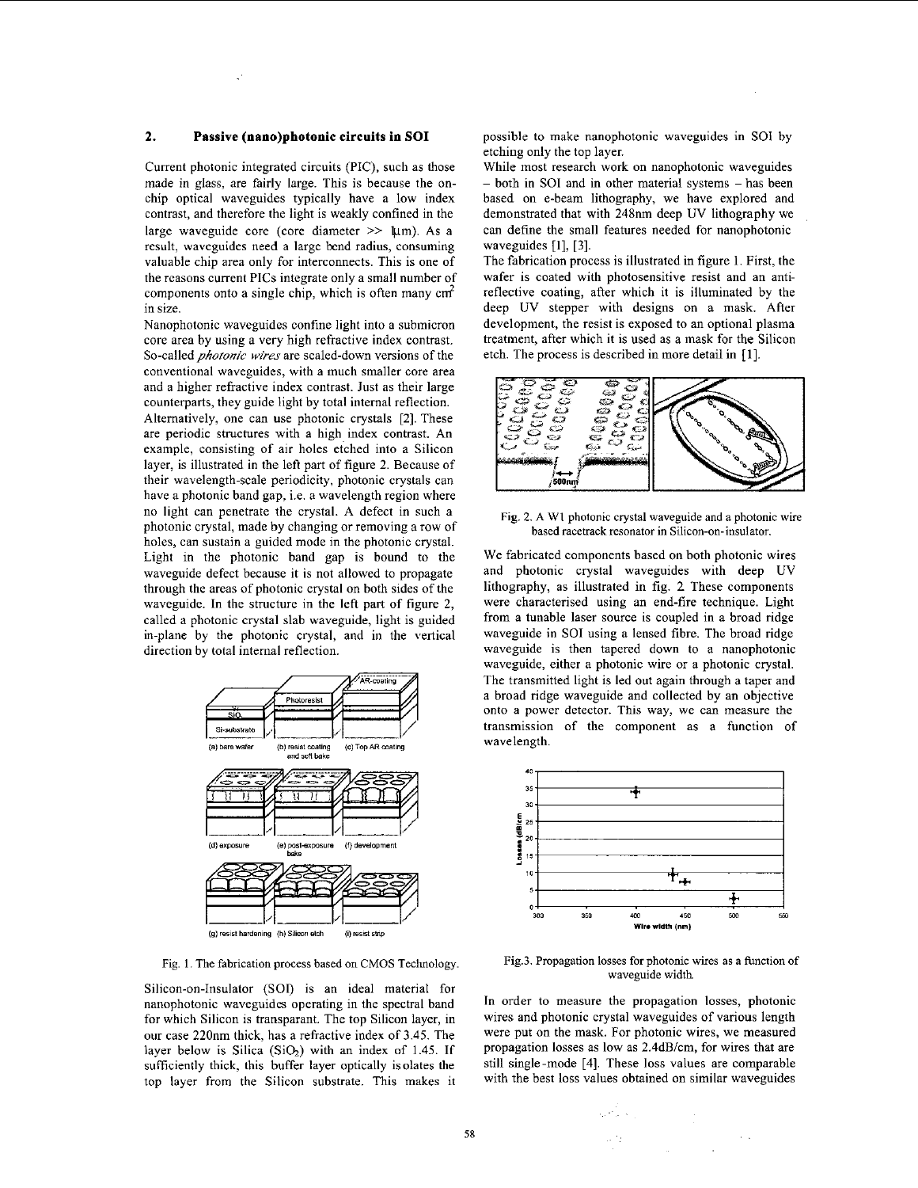## 2. Passive (nano)photonic circuits in SOI

Current photonic integrated circuits (PIC), such as those made in glass, are fairly large. This is because the on-chip optical waveguides typically have a low index contrast, and therefore the light is weakly confined in the large waveguide core (core diameter >> 1µm). As a result, waveguides need a large bend radius, consuming valuable chip area only for interconnects. This is one of the reasons current PICs integrate only a small number of components onto a single chip, which is often many cm² in size.

Nanophotonic waveguides confine light into a submicron core area by using a very high refractive index contrast. So-called *photonic wires* are scaled-down versions of the conventional waveguides, with a much smaller core area and a higher refractive index contrast. Just as their large counterparts, they guide light by total internal reflection.

Alternatively, one can use photonic crystals [2]. These are periodic structures with a high index contrast. An example, consisting of air holes etched into a Silicon layer, is illustrated in the left part of figure 2. Because of their wavelength-scale periodicity, photonic crystals can have a photonic band gap, i.e. a wavelength region where no light can penetrate the crystal. A defect in such a photonic crystal, made by changing or removing a row of holes, can sustain a guided mode in the photonic crystal. Light in the photonic band gap is bound to the waveguide defect because it is not allowed to propagate through the areas of photonic crystal on both sides of the waveguide. In the structure in the left part of figure 2, called a photonic crystal slab waveguide, light is guided in-plane by the photonic crystal, and in the vertical direction by total internal reflection.

Fig. 1. The fabrication process based on CMOS Technology.

Silicon-on-Insulator (SOI) is an ideal material for nanophotonic waveguides operating in the spectral band for which Silicon is transparant. The top Silicon layer, in our case 220nm thick, has a refractive index of 3.45. The layer below is Silica ($SiO_2$) with an index of 1.45. If sufficiently thick, this buffer layer optically isolates the top layer from the Silicon substrate. This makes it possible to make nanophotonic waveguides in SOI by etching only the top layer.

While most research work on nanophotonic waveguides – both in SOI and in other material systems – has been based on e-beam lithography, we have explored and demonstrated that with 248nm deep UV lithography we can define the small features needed for nanophotonic waveguides [1], [3].

The fabrication process is illustrated in figure 1. First, the wafer is coated with photosensitive resist and an anti-reflective coating, after which it is illuminated by the deep UV stepper with designs on a mask. After development, the resist is exposed to an optional plasma treatment, after which it is used as a mask for the Silicon etch. The process is described in more detail in [1].

Fig. 2. A W1 photonic crystal waveguide and a photonic wire based racetrack resonator in Silicon-on-insulator.

We fabricated components based on both photonic wires and photonic crystal waveguides with deep UV lithography, as illustrated in fig. 2. These components were characterised using an end-fire technique. Light from a tunable laser source is coupled in a broad ridge waveguide in SOI using a lensed fibre. The broad ridge waveguide is then tapered down to a nanophotonic waveguide, either a photonic wire or a photonic crystal. The transmitted light is led out again through a taper and a broad ridge waveguide and collected by an objective onto a power detector. This way, we can measure the transmission of the component as a function of wavelength.

Fig.3. Propagation losses for photonic wires as a function of waveguide width.

In order to measure the propagation losses, photonic wires and photonic crystal waveguides of various length were put on the mask. For photonic wires, we measured propagation losses as low as 2.4dB/cm, for wires that are still single-mode [4]. These loss values are comparable with the best loss values obtained on similar waveguides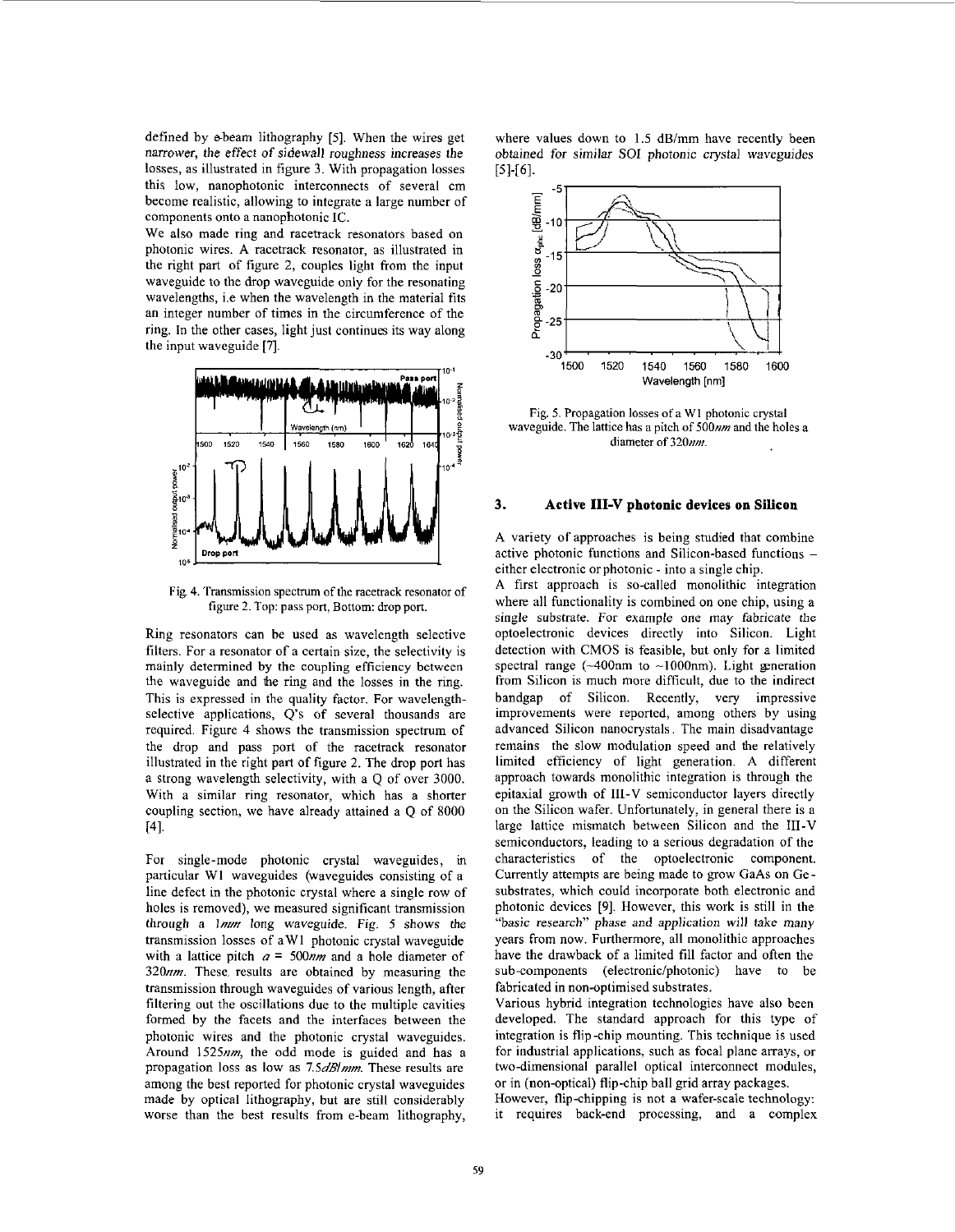defined by e-beam lithography [5]. When the wires get narrower, the effect of sidewall roughness increases the losses, as illustrated in figure 3. With propagation losses this low, nanophotonic interconnects of several cm become realistic, allowing to integrate a large number of components onto a nanophotonic IC.

We also made ring and racetrack resonators based on photonic wires. A racetrack resonator, as illustrated in the right part of figure 2, couples light from the input waveguide to the drop waveguide only for the resonating wavelengths, i.e when the wavelength in the material fits an integer number of times in the circumference of the ring. In the other cases, light just continues its way along the input waveguide [7].

Fig 4. Transmission spectrum of the racetrack resonator of figure 2. Top: pass port, Bottom: drop port.

Ring resonators can be used as wavelength selective filters. For a resonator of a certain size, the selectivity is mainly determined by the coupling efficiency between the waveguide and the ring and the losses in the ring. This is expressed in the quality factor. For wavelength-selective applications, Q's of several thousands are required. Figure 4 shows the transmission spectrum of the drop and pass port of the racetrack resonator illustrated in the right part of figure 2. The drop port has a strong wavelength selectivity, with a Q of over 3000. With a similar ring resonator, which has a shorter coupling section, we have already attained a Q of 8000 [4].

For single-mode photonic crystal waveguides, in particular W1 waveguides (waveguides consisting of a line defect in the photonic crystal where a single row of holes is removed), we measured significant transmission through a *1mm* long waveguide. Fig. 5 shows the transmission losses of a W1 photonic crystal waveguide with a lattice pitch $a$ = *500nm* and a hole diameter of *320nm*. These results are obtained by measuring the transmission through waveguides of various length, after filtering out the oscillations due to the multiple cavities formed by the facets and the interfaces between the photonic wires and the photonic crystal waveguides. Around *1525nm*, the odd mode is guided and has a propagation loss as low as *7.5dB/mm*. These results are among the best reported for photonic crystal waveguides made by optical lithography, but are still considerably worse than the best results from e-beam lithography, where values down to 1.5 dB/mm have recently been obtained for similar SOI photonic crystal waveguides [5]-[6].

Fig. 5. Propagation losses of a W1 photonic crystal waveguide. The lattice has a pitch of *500nm* and the holes a diameter of *320nm*.

## 3. Active III-V photonic devices on Silicon

A variety of approaches is being studied that combine active photonic functions and Silicon-based functions – either electronic or photonic - into a single chip.

A first approach is so-called monolithic integration where all functionality is combined on one chip, using a single substrate. For example one may fabricate the optoelectronic devices directly into Silicon. Light detection with CMOS is feasible, but only for a limited spectral range (~400nm to ~1000nm). Light generation from Silicon is much more difficult, due to the indirect bandgap of Silicon. Recently, very impressive improvements were reported, among others by using advanced Silicon nanocrystals. The main disadvantage remains the slow modulation speed and the relatively limited efficiency of light generation. A different approach towards monolithic integration is through the epitaxial growth of III-V semiconductor layers directly on the Silicon wafer. Unfortunately, in general there is a large lattice mismatch between Silicon and the III-V semiconductors, leading to a serious degradation of the characteristics of the optoelectronic component. Currently attempts are being made to grow GaAs on Ge-substrates, which could incorporate both electronic and photonic devices [9]. However, this work is still in the "basic research" phase and application will take many years from now. Furthermore, all monolithic approaches have the drawback of a limited fill factor and often the sub-components (electronic/photonic) have to be fabricated in non-optimised substrates.

Various hybrid integration technologies have also been developed. The standard approach for this type of integration is flip-chip mounting. This technique is used for industrial applications, such as focal plane arrays, or two-dimensional parallel optical interconnect modules, or in (non-optical) flip-chip ball grid array packages.

However, flip-chipping is not a wafer-scale technology: it requires back-end processing, and a complex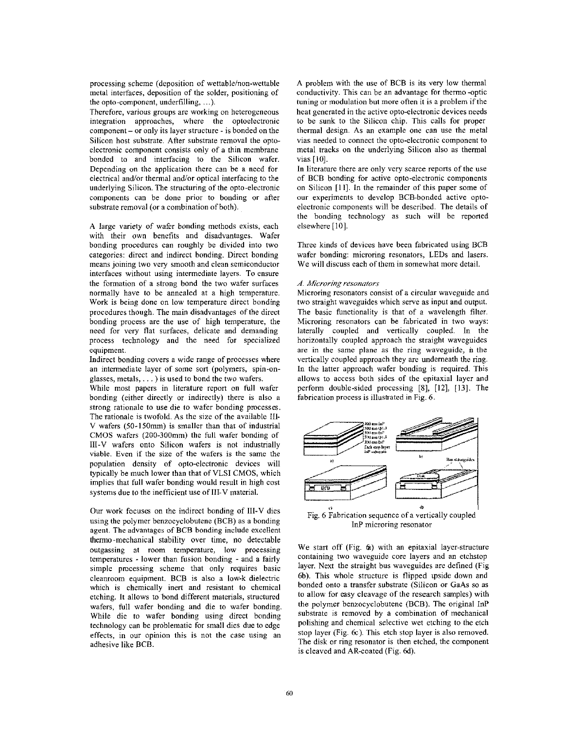processing scheme (deposition of wettable/non-wettable metal interfaces, deposition of the solder, positioning of the opto-component, underfilling, ...).

Therefore, various groups are working on heterogeneous integration approaches, where the optoelectronic component – or only its layer structure - is bonded on the Silicon host substrate. After substrate removal the opto-electronic component consists only of a thin membrane bonded to and interfacing to the Silicon wafer. Depending on the application there can be a need for electrical and/or thermal and/or optical interfacing to the underlying Silicon. The structuring of the opto-electronic components can be done prior to bonding or after substrate removal (or a combination of both).

A large variety of wafer bonding methods exists, each with their own benefits and disadvantages. Wafer bonding procedures can roughly be divided into two categories: direct and indirect bonding. Direct bonding means joining two very smooth and clean semiconductor interfaces without using intermediate layers. To ensure the formation of a strong bond the two wafer surfaces normally have to be annealed at a high temperature. Work is being done on low temperature direct bonding procedures though. The main disadvantages of the direct bonding process are the use of high temperature, the need for very flat surfaces, delicate and demanding process technology and the need for specialized equipment.

Indirect bonding covers a wide range of processes where an intermediate layer of some sort (polymers, spin-on-glasses, metals, . . . ) is used to bond the two wafers.

While most papers in literature report on full wafer bonding (either directly or indirectly) there is also a strong rationale to use die to wafer bonding processes. The rationale is twofold. As the size of the available III-V wafers (50-150mm) is smaller than that of industrial CMOS wafers (200-300mm) the full wafer bonding of III-V wafers onto Silicon wafers is not industrially viable. Even if the size of the wafers is the same the population density of opto-electronic devices will typically be much lower than that of VLSI CMOS, which implies that full wafer bonding would result in high cost systems due to the inefficient use of III-V material.

Our work focuses on the indirect bonding of III-V dies using the polymer benzocyclobutene (BCB) as a bonding agent. The advantages of BCB bonding include excellent thermo-mechanical stability over time, no detectable outgassing at room temperature, low processing temperatures - lower than fusion bonding - and a fairly simple processing scheme that only requires basic cleanroom equipment. BCB is also a low-k dielectric which is chemically inert and resistant to chemical etching. It allows to bond different materials, structured wafers, full wafer bonding and die to wafer bonding. While die to wafer bonding using direct bonding technology can be problematic for small dies due to edge effects, in our opinion this is not the case using an adhesive like BCB.

A problem with the use of BCB is its very low thermal conductivity. This can be an advantage for thermo-optic tuning or modulation but more often it is a problem if the heat generated in the active opto-electronic devices needs to be sunk to the Silicon chip. This calls for proper thermal design. As an example one can use the metal vias needed to connect the opto-electronic component to metal tracks on the underlying Silicon also as thermal vias [10].

In literature there are only very scarce reports of the use of BCB bonding for active opto-electronic components on Silicon [11]. In the remainder of this paper some of our experiments to develop BCB-bonded active opto-electronic components will be described. The details of the bonding technology as such will be reported elsewhere [10].

Three kinds of devices have been fabricated using BCB wafer bonding: microring resonators, LEDs and lasers. We will discuss each of them in somewhat more detail.

### *A. Microring resonators*

Microring resonators consist of a circular waveguide and two straight waveguides which serve as input and output. The basic functionality is that of a wavelength filter. Microring resonators can be fabricated in two ways: laterally coupled and vertically coupled. In the horizontally coupled approach the straight waveguides are in the same plane as the ring waveguide, in the vertically coupled approach they are underneath the ring. In the latter approach wafer bonding is required. This allows to access both sides of the epitaxial layer and perform double-sided processing [8], [12], [13]. The fabrication process is illustrated in Fig. 6.

Fig. 6 Fabrication sequence of a vertically coupled InP microring resonator

We start off (Fig. 6a) with an epitaxial layer-structure containing two waveguide core layers and an etchstop layer. Next the straight bus waveguides are defined (Fig 6b). This whole structure is flipped upside down and bonded onto a transfer substrate (Silicon or GaAs so as to allow for easy cleavage of the research samples) with the polymer benzocyclobutene (BCB). The original InP substrate is removed by a combination of mechanical polishing and chemical selective wet etching to the etch stop layer (Fig. 6c). This etch stop layer is also removed. The disk or ring resonator is then etched, the component is cleaved and AR-coated (Fig. 6d).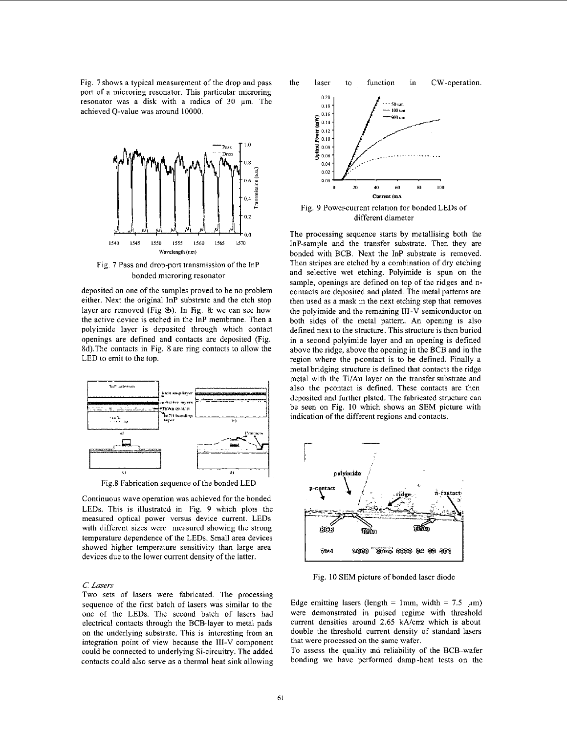Fig. 7 shows a typical measurement of the drop and pass port of a microring resonator. This particular microring resonator was a disk with a radius of 30 μm. The achieved Q-value was around 10000.

Fig. 7 Pass and drop-port transmission of the InP bonded microring resonator

deposited on one of the samples proved to be no problem either. Next the original InP substrate and the etch stop layer are removed (Fig 8b). In Fig. 8c we can see how the active device is etched in the InP membrane. Then a polyimide layer is deposited through which contact openings are defined and contacts are deposited (Fig. 8d).The contacts in Fig. 8 are ring contacts to allow the LED to emit to the top.

Fig.8 Fabrication sequence of the bonded LED

Continuous wave operation was achieved for the bonded LEDs. This is illustrated in Fig. 9 which plots the measured optical power versus device current. LEDs with different sizes were measured showing the strong temperature dependence of the LEDs. Small area devices showed higher temperature sensitivity than large area devices due to the lower current density of the latter.

### *C. Lasers*

Two sets of lasers were fabricated. The processing sequence of the first batch of lasers was similar to the one of the LEDs. The second batch of lasers had electrical contacts through the BCB-layer to metal pads on the underlying substrate. This is interesting from an integration point of view because the III-V component could be connected to underlying Si-circuitry. The added contacts could also serve as a thermal heat sink allowing the laser to function in CW-operation.

Fig. 9 Power-current relation for bonded LEDs of different diameter

The processing sequence starts by metallising both the InP-sample and the transfer substrate. Then they are bonded with BCB. Next the InP substrate is removed. Then stripes are etched by a combination of dry etching and selective wet etching. Polyimide is spun on the sample, openings are defined on top of the ridges and n-contacts are deposited and plated. The metal patterns are then used as a mask in the next etching step that removes the polyimide and the remaining III-V semiconductor on both sides of the metal pattern. An opening is also defined next to the structure. This structure is then buried in a second polyimide layer and an opening is defined above the ridge, above the opening in the BCB and in the region where the p-contact is to be defined. Finally a metal bridging structure is defined that contacts the ridge metal with the Ti/Au layer on the transfer substrate and also the p-contact is defined. These contacts are then deposited and further plated. The fabricated structure can be seen on Fig. 10 which shows an SEM picture with indication of the different regions and contacts.

Fig. 10 SEM picture of bonded laser diode

Edge emitting lasers (length = 1mm, width = 7.5 μm) were demonstrated in pulsed regime with threshold current densities around 2.65 kA/cm² which is about double the threshold current density of standard lasers that were processed on the same wafer.

To assess the quality and reliability of the BCB-wafer bonding we have performed damp-heat tests on the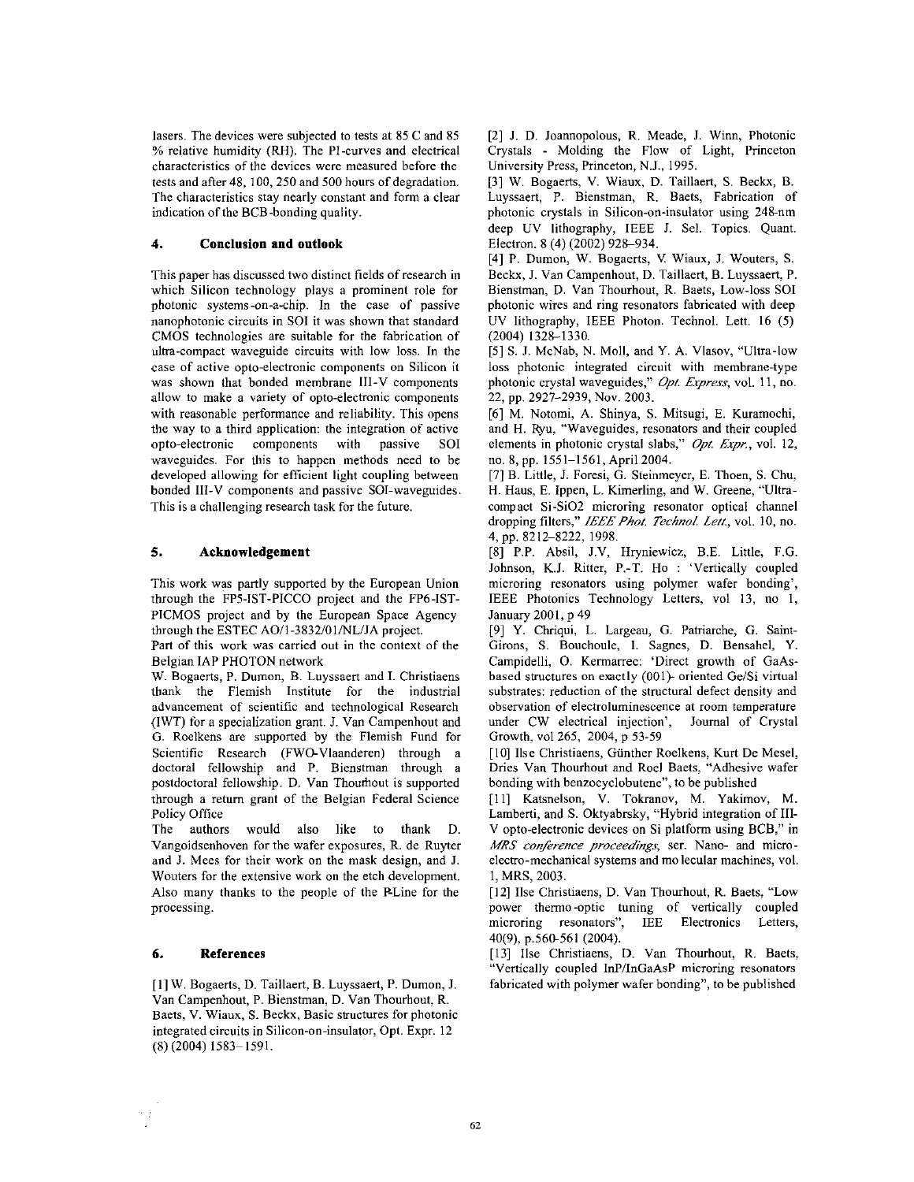lasers. The devices were subjected to tests at 85 C and 85 % relative humidity (RH). The PI-curves and electrical characteristics of the devices were measured before the tests and after 48, 100, 250 and 500 hours of degradation. The characteristics stay nearly constant and form a clear indication of the BCB-bonding quality.

## 4. Conclusion and outlook

This paper has discussed two distinct fields of research in which Silicon technology plays a prominent role for photonic systems-on-a-chip. In the case of passive nanophotonic circuits in SOI it was shown that standard CMOS technologies are suitable for the fabrication of ultra-compact waveguide circuits with low loss. In the case of active opto-electronic components on Silicon it was shown that bonded membrane III-V components allow to make a variety of opto-electronic components with reasonable performance and reliability. This opens the way to a third application: the integration of active opto-electronic components with passive SOI waveguides. For this to happen methods need to be developed allowing for efficient light coupling between bonded III-V components and passive SOI-waveguides. This is a challenging research task for the future.

## 5. Acknowledgement

This work was partly supported by the European Union through the FP5-IST-PICCO project and the FP6-IST-PICMOS project and by the European Space Agency through the ESTEC AO/1-3832/01/NL/JA project.

Part of this work was carried out in the context of the Belgian IAP PHOTON network

W. Bogaerts, P. Dumon, B. Luyssaert and I. Christiaens thank the Flemish Institute for the industrial advancement of scientific and technological Research (IWT) for a specialization grant. J. Van Campenhout and G. Roelkens are supported by the Flemish Fund for Scientific Research (FWO-Vlaanderen) through a doctoral fellowship and P. Bienstman through a postdoctoral fellowship. D. Van Thourhout is supported through a return grant of the Belgian Federal Science Policy Office

The authors would also like to thank D. Vangoidsenhoven for the wafer exposures, R. de Ruyter and J. Mees for their work on the mask design, and J. Wouters for the extensive work on the etch development. Also many thanks to the people of the P-Line for the processing.

## 6. References

[1] W. Bogaerts, D. Taillaert, B. Luyssaert, P. Dumon, J. Van Campenhout, P. Bienstman, D. Van Thourhout, R. Baets, V. Wiaux, S. Beckx, Basic structures for photonic integrated circuits in Silicon-on-insulator, Opt. Expr. 12 (8) (2004) 1583–1591.

[2] J. D. Joannopolous, R. Meade, J. Winn, Photonic Crystals - Molding the Flow of Light, Princeton University Press, Princeton, N.J., 1995.

[3] W. Bogaerts, V. Wiaux, D. Taillaert, S. Beckx, B. Luyssaert, P. Bienstman, R. Baets, Fabrication of photonic crystals in Silicon-on-insulator using 248-nm deep UV lithography, IEEE J. Sel. Topics. Quant. Electron. 8 (4) (2002) 928–934.

[4] P. Dumon, W. Bogaerts, V. Wiaux, J. Wouters, S. Beckx, J. Van Campenhout, D. Taillaert, B. Luyssaert, P. Bienstman, D. Van Thourhout, R. Baets, Low-loss SOI photonic wires and ring resonators fabricated with deep UV lithography, IEEE Photon. Technol. Lett. 16 (5) (2004) 1328–1330.

[5] S. J. McNab, N. Moll, and Y. A. Vlasov, "Ultra-low loss photonic integrated circuit with membrane-type photonic crystal waveguides," *Opt. Express*, vol. 11, no. 22, pp. 2927–2939, Nov. 2003.

[6] M. Notomi, A. Shinya, S. Mitsugi, E. Kuramochi, and H. Ryu, "Waveguides, resonators and their coupled elements in photonic crystal slabs," *Opt. Expr.*, vol. 12, no. 8, pp. 1551–1561, April 2004.

[7] B. Little, J. Foresi, G. Steinmeyer, E. Thoen, S. Chu, H. Haus, E. Ippen, L. Kimerling, and W. Greene, "Ultra-compact Si-SiO2 microring resonator optical channel dropping filters," *IEEE Phot. Technol. Lett.*, vol. 10, no. 4, pp. 8212–8222, 1998.

[8] P.P. Absil, J.V, Hryniewicz, B.E. Little, F.G. Johnson, K.J. Ritter, P.-T. Ho : 'Vertically coupled microring resonators using polymer wafer bonding', IEEE Photonics Technology Letters, vol 13, no 1, January 2001, p 49

[9] Y. Chriqui, L. Largeau, G. Patriarche, G. Saint-Girons, S. Bouchoule, I. Sagnes, D. Bensahel, Y. Campidelli, O. Kermarrec: 'Direct growth of GaAs-based structures on exactly (001)- oriented Ge/Si virtual substrates: reduction of the structural defect density and observation of electroluminescence at room temperature under CW electrical injection', Journal of Crystal Growth, vol 265, 2004, p 53-59

[10] Ilse Christiaens, Günther Roelkens, Kurt De Mesel, Dries Van Thourhout and Roel Baets, "Adhesive wafer bonding with benzocyclobutene", to be published

[11] Katsnelson, V. Tokranov, M. Yakimov, M. Lamberti, and S. Oktyabrsky, "Hybrid integration of III-V opto-electronic devices on Si platform using BCB," in *MRS conference proceedings*, ser. Nano- and micro-electro-mechanical systems and molecular machines, vol. 1, MRS, 2003.

[12] Ilse Christiaens, D. Van Thourhout, R. Baets, "Low power thermo-optic tuning of vertically coupled microring resonators", IEE Electronics Letters, 40(9), p.560-561 (2004).

[13] Ilse Christiaens, D. Van Thourhout, R. Baets, "Vertically coupled InP/InGaAsP microring resonators fabricated with polymer wafer bonding", to be published